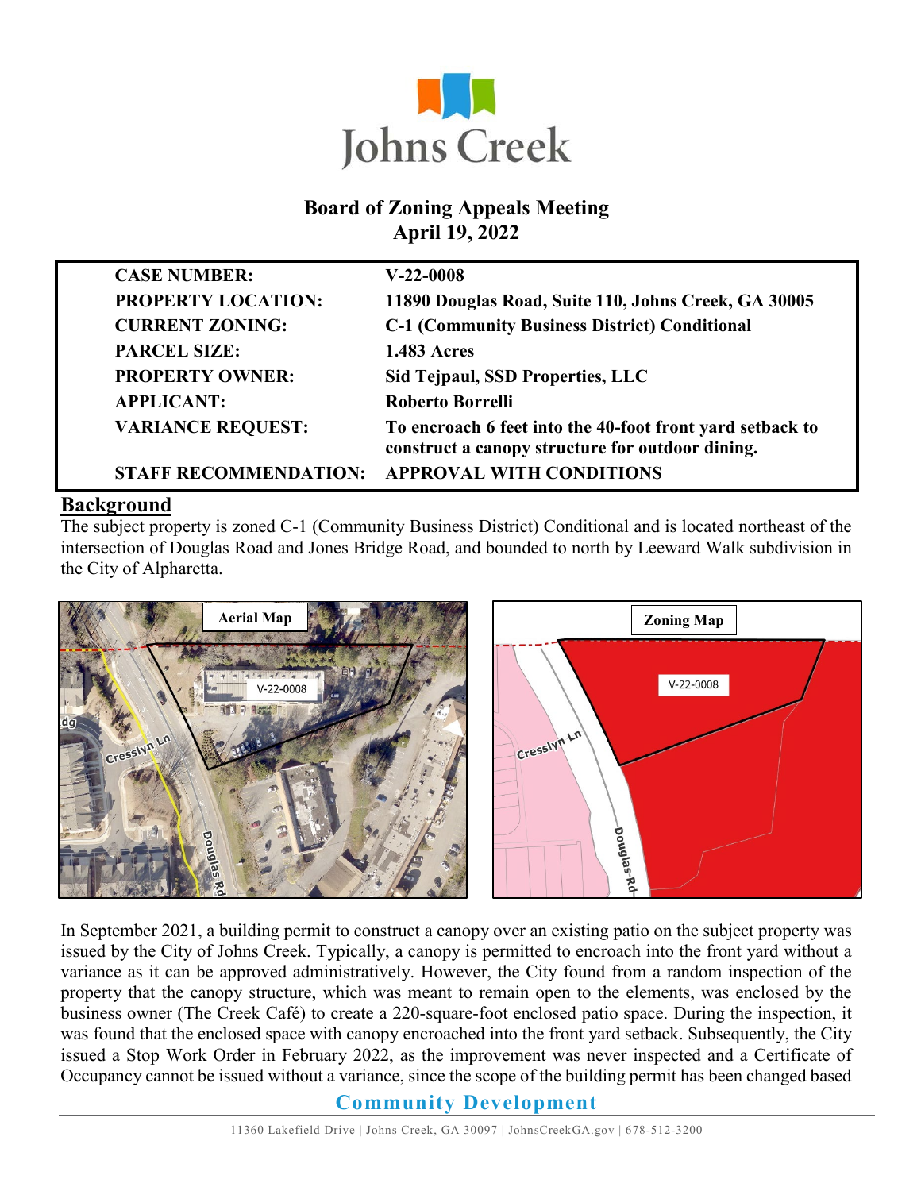# Johns Creek

## Board of Zoning Appeals Meeting
## April 19, 2022

| | |
|---|---|
| **CASE NUMBER:** | **V-22-0008** |
| **PROPERTY LOCATION:** | **11890 Douglas Road, Suite 110, Johns Creek, GA 30005** |
| **CURRENT ZONING:** | **C-1 (Community Business District) Conditional** |
| **PARCEL SIZE:** | **1.483 Acres** |
| **PROPERTY OWNER:** | **Sid Tejpaul, SSD Properties, LLC** |
| **APPLICANT:** | **Roberto Borrelli** |
| **VARIANCE REQUEST:** | **To encroach 6 feet into the 40-foot front yard setback to construct a canopy structure for outdoor dining.** |
| **STAFF RECOMMENDATION:** | **APPROVAL WITH CONDITIONS** |

## Background

The subject property is zoned C-1 (Community Business District) Conditional and is located northeast of the intersection of Douglas Road and Jones Bridge Road, and bounded to north by Leeward Walk subdivision in the City of Alpharetta.

Aerial Map

Zoning Map

In September 2021, a building permit to construct a canopy over an existing patio on the subject property was issued by the City of Johns Creek. Typically, a canopy is permitted to encroach into the front yard without a variance as it can be approved administratively. However, the City found from a random inspection of the property that the canopy structure, which was meant to remain open to the elements, was enclosed by the business owner (The Creek Café) to create a 220-square-foot enclosed patio space. During the inspection, it was found that the enclosed space with canopy encroached into the front yard setback. Subsequently, the City issued a Stop Work Order in February 2022, as the improvement was never inspected and a Certificate of Occupancy cannot be issued without a variance, since the scope of the building permit has been changed based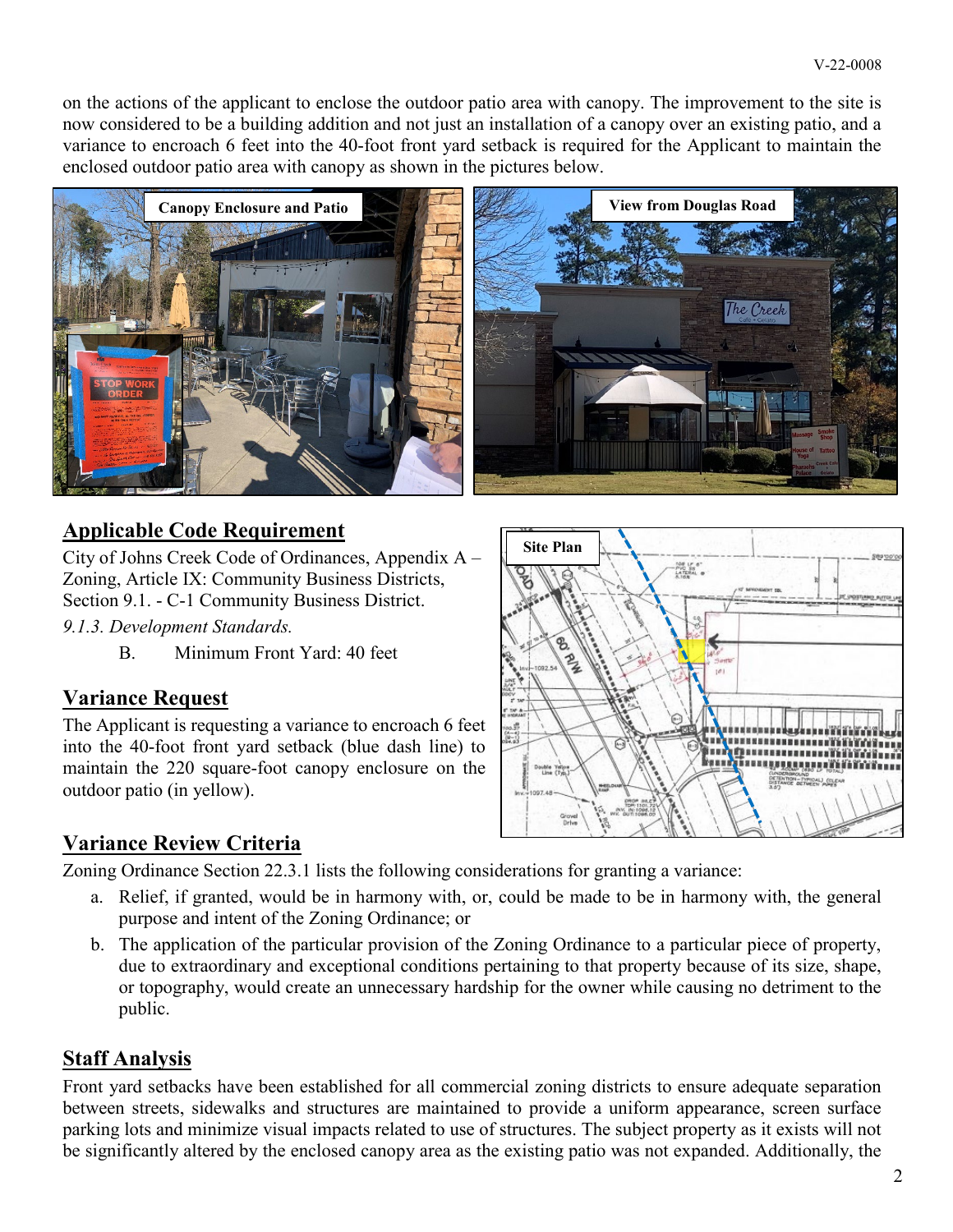on the actions of the applicant to enclose the outdoor patio area with canopy. The improvement to the site is now considered to be a building addition and not just an installation of a canopy over an existing patio, and a variance to encroach 6 feet into the 40-foot front yard setback is required for the Applicant to maintain the enclosed outdoor patio area with canopy as shown in the pictures below.

Canopy Enclosure and Patio

View from Douglas Road

## Applicable Code Requirement

City of Johns Creek Code of Ordinances, Appendix A – Zoning, Article IX: Community Business Districts, Section 9.1. - C-1 Community Business District.

*9.1.3. Development Standards.*

B. Minimum Front Yard: 40 feet

## Variance Request

The Applicant is requesting a variance to encroach 6 feet into the 40-foot front yard setback (blue dash line) to maintain the 220 square-foot canopy enclosure on the outdoor patio (in yellow).

Site Plan

## Variance Review Criteria

Zoning Ordinance Section 22.3.1 lists the following considerations for granting a variance:

a. Relief, if granted, would be in harmony with, or, could be made to be in harmony with, the general purpose and intent of the Zoning Ordinance; or
b. The application of the particular provision of the Zoning Ordinance to a particular piece of property, due to extraordinary and exceptional conditions pertaining to that property because of its size, shape, or topography, would create an unnecessary hardship for the owner while causing no detriment to the public.

## Staff Analysis

Front yard setbacks have been established for all commercial zoning districts to ensure adequate separation between streets, sidewalks and structures are maintained to provide a uniform appearance, screen surface parking lots and minimize visual impacts related to use of structures. The subject property as it exists will not be significantly altered by the enclosed canopy area as the existing patio was not expanded. Additionally, the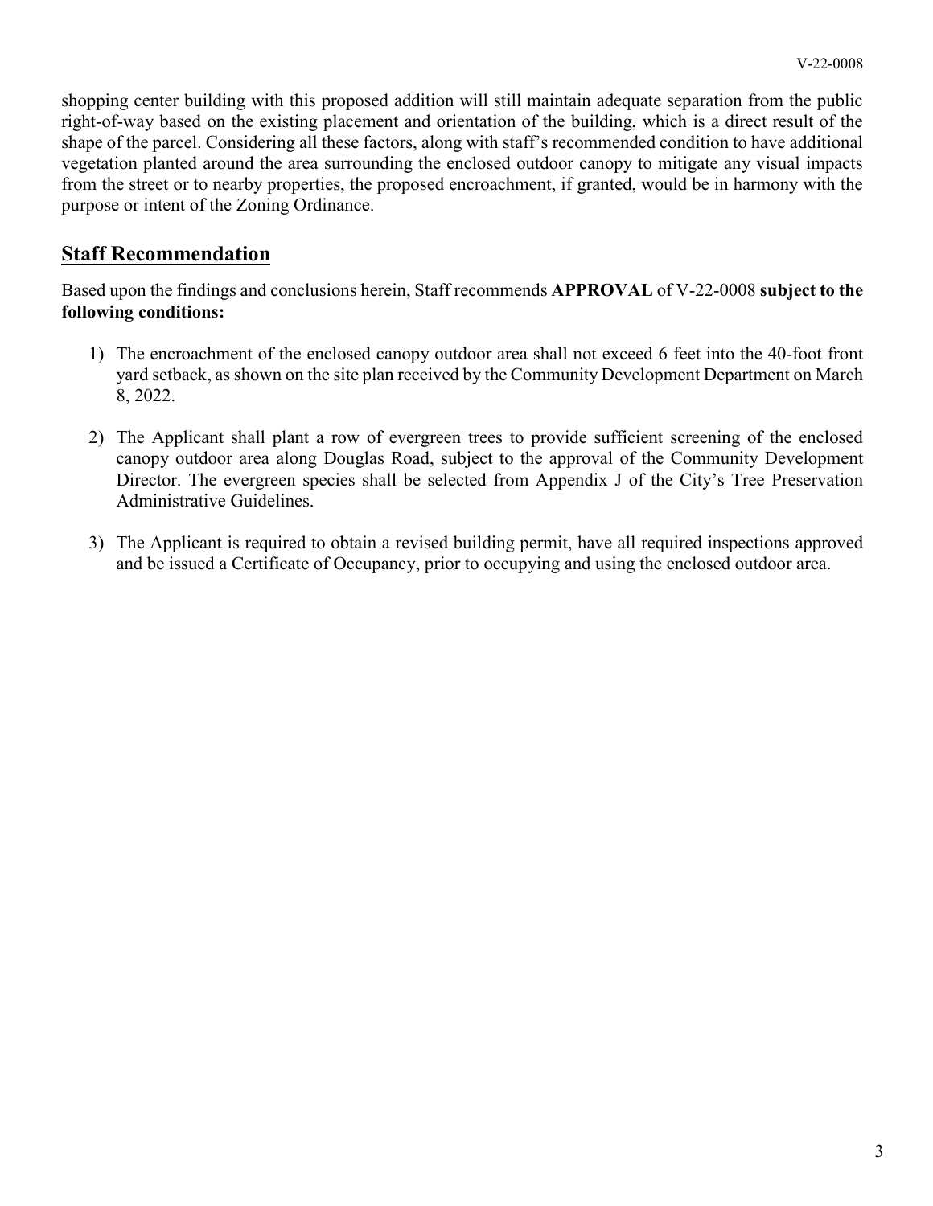shopping center building with this proposed addition will still maintain adequate separation from the public right-of-way based on the existing placement and orientation of the building, which is a direct result of the shape of the parcel. Considering all these factors, along with staff's recommended condition to have additional vegetation planted around the area surrounding the enclosed outdoor canopy to mitigate any visual impacts from the street or to nearby properties, the proposed encroachment, if granted, would be in harmony with the purpose or intent of the Zoning Ordinance.

## Staff Recommendation

Based upon the findings and conclusions herein, Staff recommends **APPROVAL** of V-22-0008 **subject to the following conditions:**

1) The encroachment of the enclosed canopy outdoor area shall not exceed 6 feet into the 40-foot front yard setback, as shown on the site plan received by the Community Development Department on March 8, 2022.

2) The Applicant shall plant a row of evergreen trees to provide sufficient screening of the enclosed canopy outdoor area along Douglas Road, subject to the approval of the Community Development Director. The evergreen species shall be selected from Appendix J of the City's Tree Preservation Administrative Guidelines.

3) The Applicant is required to obtain a revised building permit, have all required inspections approved and be issued a Certificate of Occupancy, prior to occupying and using the enclosed outdoor area.